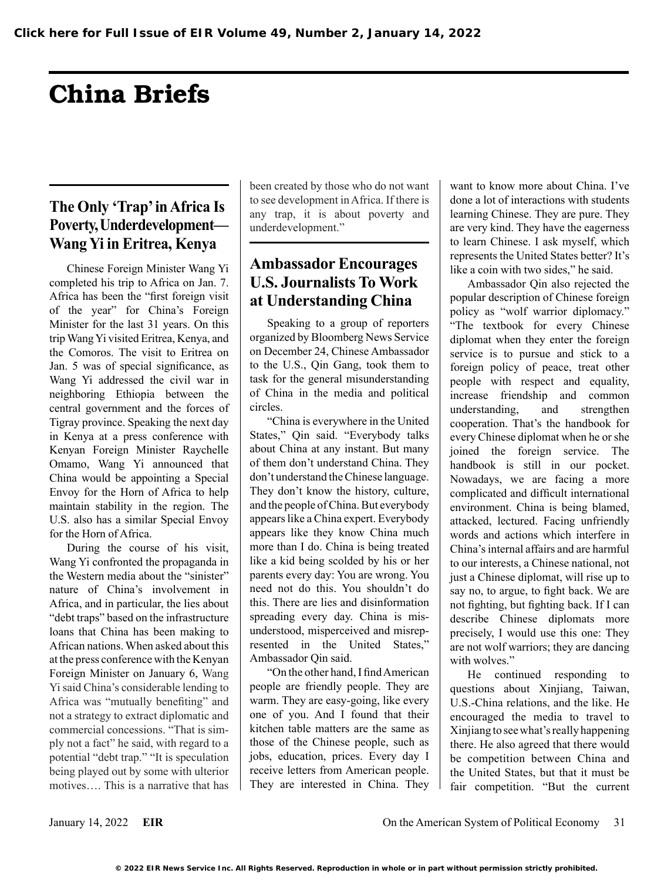# China Briefs

## The Only 'Trap' in Africa Is Poverty, Underdevelopment—Wang Yi in Eritrea, Kenya

Chinese Foreign Minister Wang Yi completed his trip to Africa on Jan. 7. Africa has been the "first foreign visit of the year" for China's Foreign Minister for the last 31 years. On this trip Wang Yi visited Eritrea, Kenya, and the Comoros. The visit to Eritrea on Jan. 5 was of special significance, as Wang Yi addressed the civil war in neighboring Ethiopia between the central government and the forces of Tigray province. Speaking the next day in Kenya at a press conference with Kenyan Foreign Minister Raychelle Omamo, Wang Yi announced that China would be appointing a Special Envoy for the Horn of Africa to help maintain stability in the region. The U.S. also has a similar Special Envoy for the Horn of Africa.

During the course of his visit, Wang Yi confronted the propaganda in the Western media about the "sinister" nature of China's involvement in Africa, and in particular, the lies about "debt traps" based on the infrastructure loans that China has been making to African nations. When asked about this at the press conference with the Kenyan Foreign Minister on January 6, Wang Yi said China's considerable lending to Africa was "mutually benefiting" and not a strategy to extract diplomatic and commercial concessions. "That is simply not a fact" he said, with regard to a potential "debt trap." "It is speculation being played out by some with ulterior motives…. This is a narrative that has been created by those who do not want to see development in Africa. If there is any trap, it is about poverty and underdevelopment."

## Ambassador Encourages U.S. Journalists To Work at Understanding China

Speaking to a group of reporters organized by Bloomberg News Service on December 24, Chinese Ambassador to the U.S., Qin Gang, took them to task for the general misunderstanding of China in the media and political circles.

"China is everywhere in the United States," Qin said. "Everybody talks about China at any instant. But many of them don't understand China. They don't understand the Chinese language. They don't know the history, culture, and the people of China. But everybody appears like a China expert. Everybody appears like they know China much more than I do. China is being treated like a kid being scolded by his or her parents every day: You are wrong. You need not do this. You shouldn't do this. There are lies and disinformation spreading every day. China is misunderstood, misperceived and misrepresented in the United States," Ambassador Qin said.

"On the other hand, I find American people are friendly people. They are warm. They are easy-going, like every one of you. And I found that their kitchen table matters are the same as those of the Chinese people, such as jobs, education, prices. Every day I receive letters from American people. They are interested in China. They want to know more about China. I've done a lot of interactions with students learning Chinese. They are pure. They are very kind. They have the eagerness to learn Chinese. I ask myself, which represents the United States better? It's like a coin with two sides," he said.

Ambassador Qin also rejected the popular description of Chinese foreign policy as "wolf warrior diplomacy." "The textbook for every Chinese diplomat when they enter the foreign service is to pursue and stick to a foreign policy of peace, treat other people with respect and equality, increase friendship and common understanding, and strengthen cooperation. That's the handbook for every Chinese diplomat when he or she joined the foreign service. The handbook is still in our pocket. Nowadays, we are facing a more complicated and difficult international environment. China is being blamed, attacked, lectured. Facing unfriendly words and actions which interfere in China's internal affairs and are harmful to our interests, a Chinese national, not just a Chinese diplomat, will rise up to say no, to argue, to fight back. We are not fighting, but fighting back. If I can describe Chinese diplomats more precisely, I would use this one: They are not wolf warriors; they are dancing with wolves."

He continued responding to questions about Xinjiang, Taiwan, U.S.-China relations, and the like. He encouraged the media to travel to Xinjiang to see what's really happening there. He also agreed that there would be competition between China and the United States, but that it must be fair competition. "But the current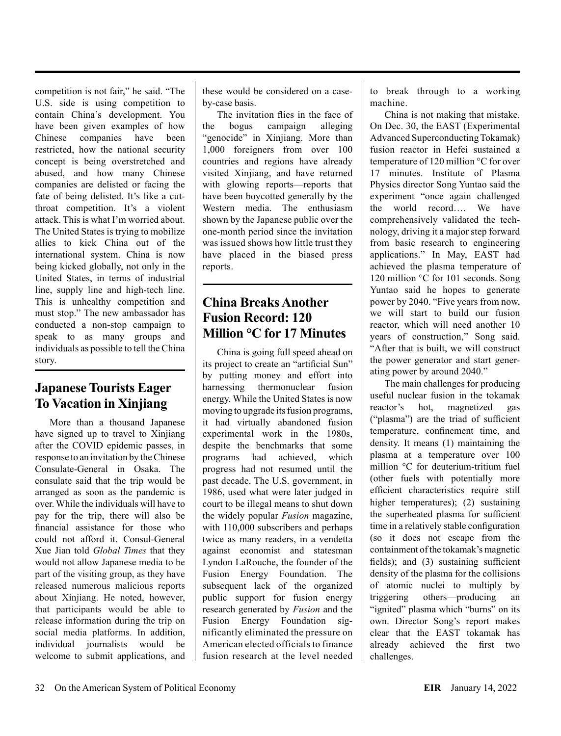competition is not fair," he said. "The U.S. side is using competition to contain China's development. You have been given examples of how Chinese companies have been restricted, how the national security concept is being overstretched and abused, and how many Chinese companies are delisted or facing the fate of being delisted. It's like a cut-throat competition. It's a violent attack. This is what I'm worried about. The United States is trying to mobilize allies to kick China out of the international system. China is now being kicked globally, not only in the United States, in terms of industrial line, supply line and high-tech line. This is unhealthy competition and must stop." The new ambassador has conducted a non-stop campaign to speak to as many groups and individuals as possible to tell the China story.

## Japanese Tourists Eager To Vacation in Xinjiang

More than a thousand Japanese have signed up to travel to Xinjiang after the COVID epidemic passes, in response to an invitation by the Chinese Consulate-General in Osaka. The consulate said that the trip would be arranged as soon as the pandemic is over. While the individuals will have to pay for the trip, there will also be financial assistance for those who could not afford it. Consul-General Xue Jian told *Global Times* that they would not allow Japanese media to be part of the visiting group, as they have released numerous malicious reports about Xinjiang. He noted, however, that participants would be able to release information during the trip on social media platforms. In addition, individual journalists would be welcome to submit applications, and these would be considered on a case-by-case basis.

The invitation flies in the face of the bogus campaign alleging "genocide" in Xinjiang. More than 1,000 foreigners from over 100 countries and regions have already visited Xinjiang, and have returned with glowing reports—reports that have been boycotted generally by the Western media. The enthusiasm shown by the Japanese public over the one-month period since the invitation was issued shows how little trust they have placed in the biased press reports.

## China Breaks Another Fusion Record: 120 Million °C for 17 Minutes

China is going full speed ahead on its project to create an "artificial Sun" by putting money and effort into harnessing thermonuclear fusion energy. While the United States is now moving to upgrade its fusion programs, it had virtually abandoned fusion experimental work in the 1980s, despite the benchmarks that some programs had achieved, which progress had not resumed until the past decade. The U.S. government, in 1986, used what were later judged in court to be illegal means to shut down the widely popular *Fusion* magazine, with 110,000 subscribers and perhaps twice as many readers, in a vendetta against economist and statesman Lyndon LaRouche, the founder of the Fusion Energy Foundation. The subsequent lack of the organized public support for fusion energy research generated by *Fusion* and the Fusion Energy Foundation significantly eliminated the pressure on American elected officials to finance fusion research at the level needed to break through to a working machine.

China is not making that mistake. On Dec. 30, the EAST (Experimental Advanced Superconducting Tokamak) fusion reactor in Hefei sustained a temperature of 120 million °C for over 17 minutes. Institute of Plasma Physics director Song Yuntao said the experiment "once again challenged the world record…. We have comprehensively validated the technology, driving it a major step forward from basic research to engineering applications." In May, EAST had achieved the plasma temperature of 120 million °C for 101 seconds. Song Yuntao said he hopes to generate power by 2040. "Five years from now, we will start to build our fusion reactor, which will need another 10 years of construction," Song said. "After that is built, we will construct the power generator and start generating power by around 2040."

The main challenges for producing useful nuclear fusion in the tokamak reactor's hot, magnetized gas ("plasma") are the triad of sufficient temperature, confinement time, and density. It means (1) maintaining the plasma at a temperature over 100 million °C for deuterium-tritium fuel (other fuels with potentially more efficient characteristics require still higher temperatures); (2) sustaining the superheated plasma for sufficient time in a relatively stable configuration (so it does not escape from the containment of the tokamak's magnetic fields); and (3) sustaining sufficient density of the plasma for the collisions of atomic nuclei to multiply by triggering others—producing an "ignited" plasma which "burns" on its own. Director Song's report makes clear that the EAST tokamak has already achieved the first two challenges.